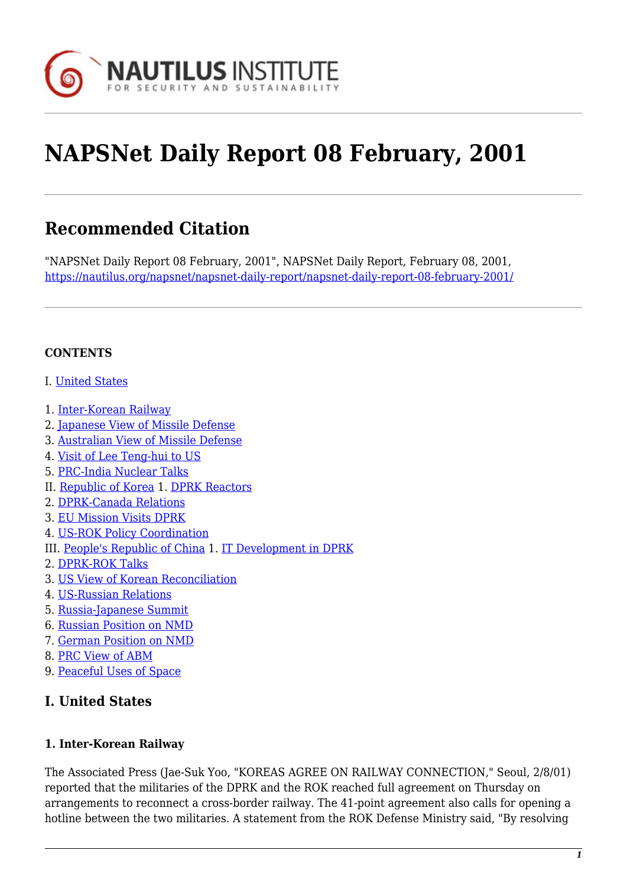# NAPSNet Daily Report 08 February, 2001

## Recommended Citation

"NAPSNet Daily Report 08 February, 2001", NAPSNet Daily Report, February 08, 2001, https://nautilus.org/napsnet/napsnet-daily-report/napsnet-daily-report-08-february-2001/

**CONTENTS**

I. United States

1. Inter-Korean Railway
2. Japanese View of Missile Defense
3. Australian View of Missile Defense
4. Visit of Lee Teng-hui to US
5. PRC-India Nuclear Talks

II. Republic of Korea 1. DPRK Reactors
2. DPRK-Canada Relations
3. EU Mission Visits DPRK
4. US-ROK Policy Coordination

III. People's Republic of China 1. IT Development in DPRK
2. DPRK-ROK Talks
3. US View of Korean Reconciliation
4. US-Russian Relations
5. Russia-Japanese Summit
6. Russian Position on NMD
7. German Position on NMD
8. PRC View of ABM
9. Peaceful Uses of Space

## I. United States

### 1. Inter-Korean Railway

The Associated Press (Jae-Suk Yoo, "KOREAS AGREE ON RAILWAY CONNECTION," Seoul, 2/8/01) reported that the militaries of the DPRK and the ROK reached full agreement on Thursday on arrangements to reconnect a cross-border railway. The 41-point agreement also calls for opening a hotline between the two militaries. A statement from the ROK Defense Ministry said, "By resolving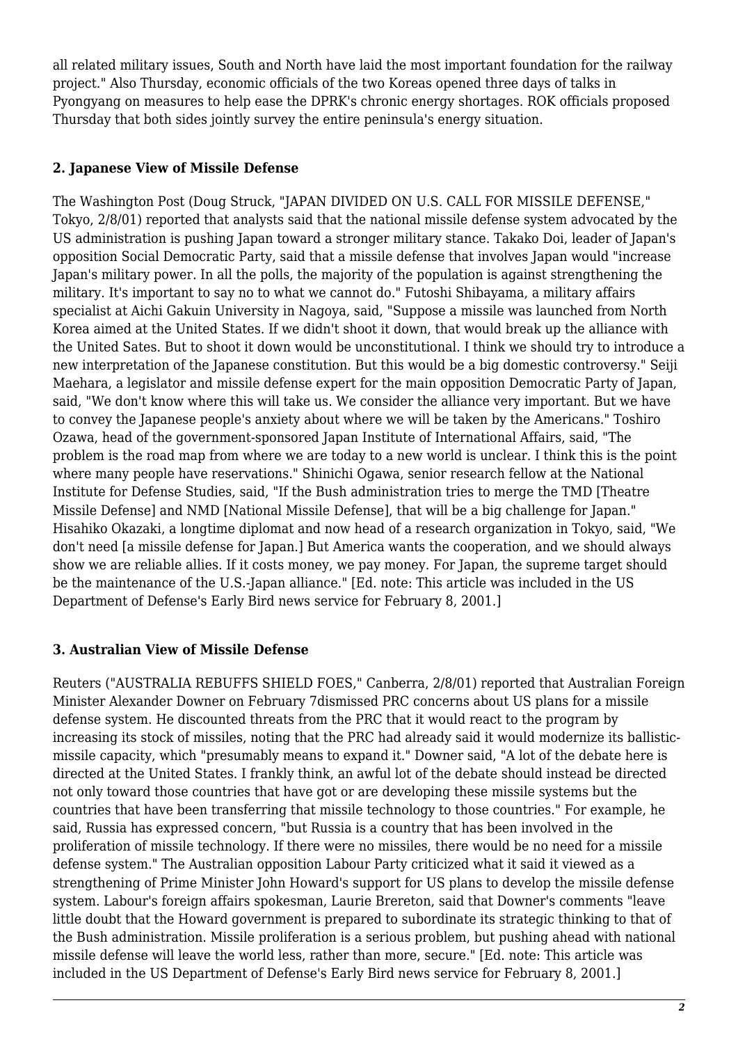all related military issues, South and North have laid the most important foundation for the railway project." Also Thursday, economic officials of the two Koreas opened three days of talks in Pyongyang on measures to help ease the DPRK's chronic energy shortages. ROK officials proposed Thursday that both sides jointly survey the entire peninsula's energy situation.

### 2. Japanese View of Missile Defense

The Washington Post (Doug Struck, "JAPAN DIVIDED ON U.S. CALL FOR MISSILE DEFENSE," Tokyo, 2/8/01) reported that analysts said that the national missile defense system advocated by the US administration is pushing Japan toward a stronger military stance. Takako Doi, leader of Japan's opposition Social Democratic Party, said that a missile defense that involves Japan would "increase Japan's military power. In all the polls, the majority of the population is against strengthening the military. It's important to say no to what we cannot do." Futoshi Shibayama, a military affairs specialist at Aichi Gakuin University in Nagoya, said, "Suppose a missile was launched from North Korea aimed at the United States. If we didn't shoot it down, that would break up the alliance with the United Sates. But to shoot it down would be unconstitutional. I think we should try to introduce a new interpretation of the Japanese constitution. But this would be a big domestic controversy." Seiji Maehara, a legislator and missile defense expert for the main opposition Democratic Party of Japan, said, "We don't know where this will take us. We consider the alliance very important. But we have to convey the Japanese people's anxiety about where we will be taken by the Americans." Toshiro Ozawa, head of the government-sponsored Japan Institute of International Affairs, said, "The problem is the road map from where we are today to a new world is unclear. I think this is the point where many people have reservations." Shinichi Ogawa, senior research fellow at the National Institute for Defense Studies, said, "If the Bush administration tries to merge the TMD [Theatre Missile Defense] and NMD [National Missile Defense], that will be a big challenge for Japan." Hisahiko Okazaki, a longtime diplomat and now head of a research organization in Tokyo, said, "We don't need [a missile defense for Japan.] But America wants the cooperation, and we should always show we are reliable allies. If it costs money, we pay money. For Japan, the supreme target should be the maintenance of the U.S.-Japan alliance." [Ed. note: This article was included in the US Department of Defense's Early Bird news service for February 8, 2001.]

### 3. Australian View of Missile Defense

Reuters ("AUSTRALIA REBUFFS SHIELD FOES," Canberra, 2/8/01) reported that Australian Foreign Minister Alexander Downer on February 7dismissed PRC concerns about US plans for a missile defense system. He discounted threats from the PRC that it would react to the program by increasing its stock of missiles, noting that the PRC had already said it would modernize its ballistic-missile capacity, which "presumably means to expand it." Downer said, "A lot of the debate here is directed at the United States. I frankly think, an awful lot of the debate should instead be directed not only toward those countries that have got or are developing these missile systems but the countries that have been transferring that missile technology to those countries." For example, he said, Russia has expressed concern, "but Russia is a country that has been involved in the proliferation of missile technology. If there were no missiles, there would be no need for a missile defense system." The Australian opposition Labour Party criticized what it said it viewed as a strengthening of Prime Minister John Howard's support for US plans to develop the missile defense system. Labour's foreign affairs spokesman, Laurie Brereton, said that Downer's comments "leave little doubt that the Howard government is prepared to subordinate its strategic thinking to that of the Bush administration. Missile proliferation is a serious problem, but pushing ahead with national missile defense will leave the world less, rather than more, secure." [Ed. note: This article was included in the US Department of Defense's Early Bird news service for February 8, 2001.]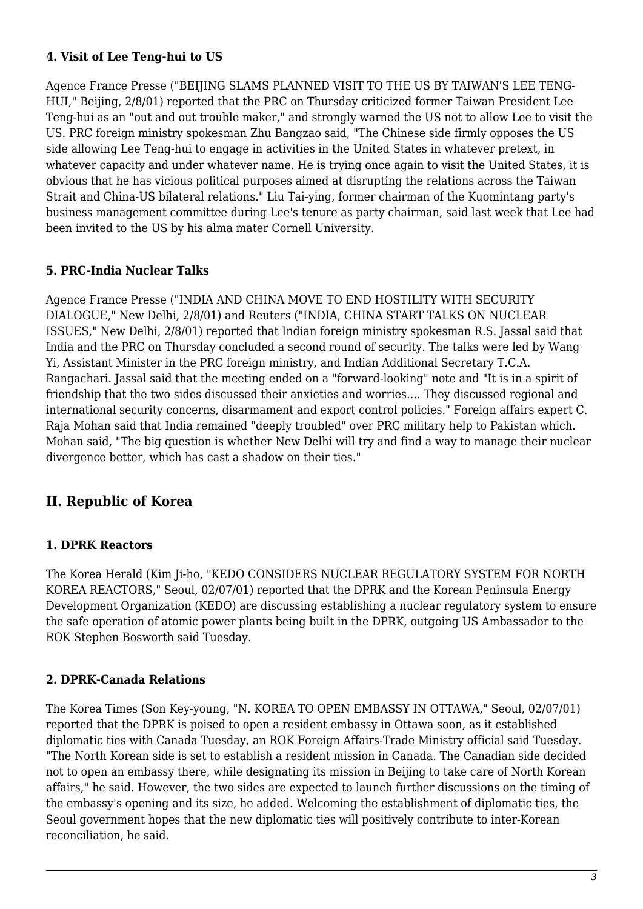### 4. Visit of Lee Teng-hui to US

Agence France Presse ("BEIJING SLAMS PLANNED VISIT TO THE US BY TAIWAN'S LEE TENG-HUI," Beijing, 2/8/01) reported that the PRC on Thursday criticized former Taiwan President Lee Teng-hui as an "out and out trouble maker," and strongly warned the US not to allow Lee to visit the US. PRC foreign ministry spokesman Zhu Bangzao said, "The Chinese side firmly opposes the US side allowing Lee Teng-hui to engage in activities in the United States in whatever pretext, in whatever capacity and under whatever name. He is trying once again to visit the United States, it is obvious that he has vicious political purposes aimed at disrupting the relations across the Taiwan Strait and China-US bilateral relations." Liu Tai-ying, former chairman of the Kuomintang party's business management committee during Lee's tenure as party chairman, said last week that Lee had been invited to the US by his alma mater Cornell University.

### 5. PRC-India Nuclear Talks

Agence France Presse ("INDIA AND CHINA MOVE TO END HOSTILITY WITH SECURITY DIALOGUE," New Delhi, 2/8/01) and Reuters ("INDIA, CHINA START TALKS ON NUCLEAR ISSUES," New Delhi, 2/8/01) reported that Indian foreign ministry spokesman R.S. Jassal said that India and the PRC on Thursday concluded a second round of security. The talks were led by Wang Yi, Assistant Minister in the PRC foreign ministry, and Indian Additional Secretary T.C.A. Rangachari. Jassal said that the meeting ended on a "forward-looking" note and "It is in a spirit of friendship that the two sides discussed their anxieties and worries.... They discussed regional and international security concerns, disarmament and export control policies." Foreign affairs expert C. Raja Mohan said that India remained "deeply troubled" over PRC military help to Pakistan which. Mohan said, "The big question is whether New Delhi will try and find a way to manage their nuclear divergence better, which has cast a shadow on their ties."

## II. Republic of Korea

### 1. DPRK Reactors

The Korea Herald (Kim Ji-ho, "KEDO CONSIDERS NUCLEAR REGULATORY SYSTEM FOR NORTH KOREA REACTORS," Seoul, 02/07/01) reported that the DPRK and the Korean Peninsula Energy Development Organization (KEDO) are discussing establishing a nuclear regulatory system to ensure the safe operation of atomic power plants being built in the DPRK, outgoing US Ambassador to the ROK Stephen Bosworth said Tuesday.

### 2. DPRK-Canada Relations

The Korea Times (Son Key-young, "N. KOREA TO OPEN EMBASSY IN OTTAWA," Seoul, 02/07/01) reported that the DPRK is poised to open a resident embassy in Ottawa soon, as it established diplomatic ties with Canada Tuesday, an ROK Foreign Affairs-Trade Ministry official said Tuesday. "The North Korean side is set to establish a resident mission in Canada. The Canadian side decided not to open an embassy there, while designating its mission in Beijing to take care of North Korean affairs," he said. However, the two sides are expected to launch further discussions on the timing of the embassy's opening and its size, he added. Welcoming the establishment of diplomatic ties, the Seoul government hopes that the new diplomatic ties will positively contribute to inter-Korean reconciliation, he said.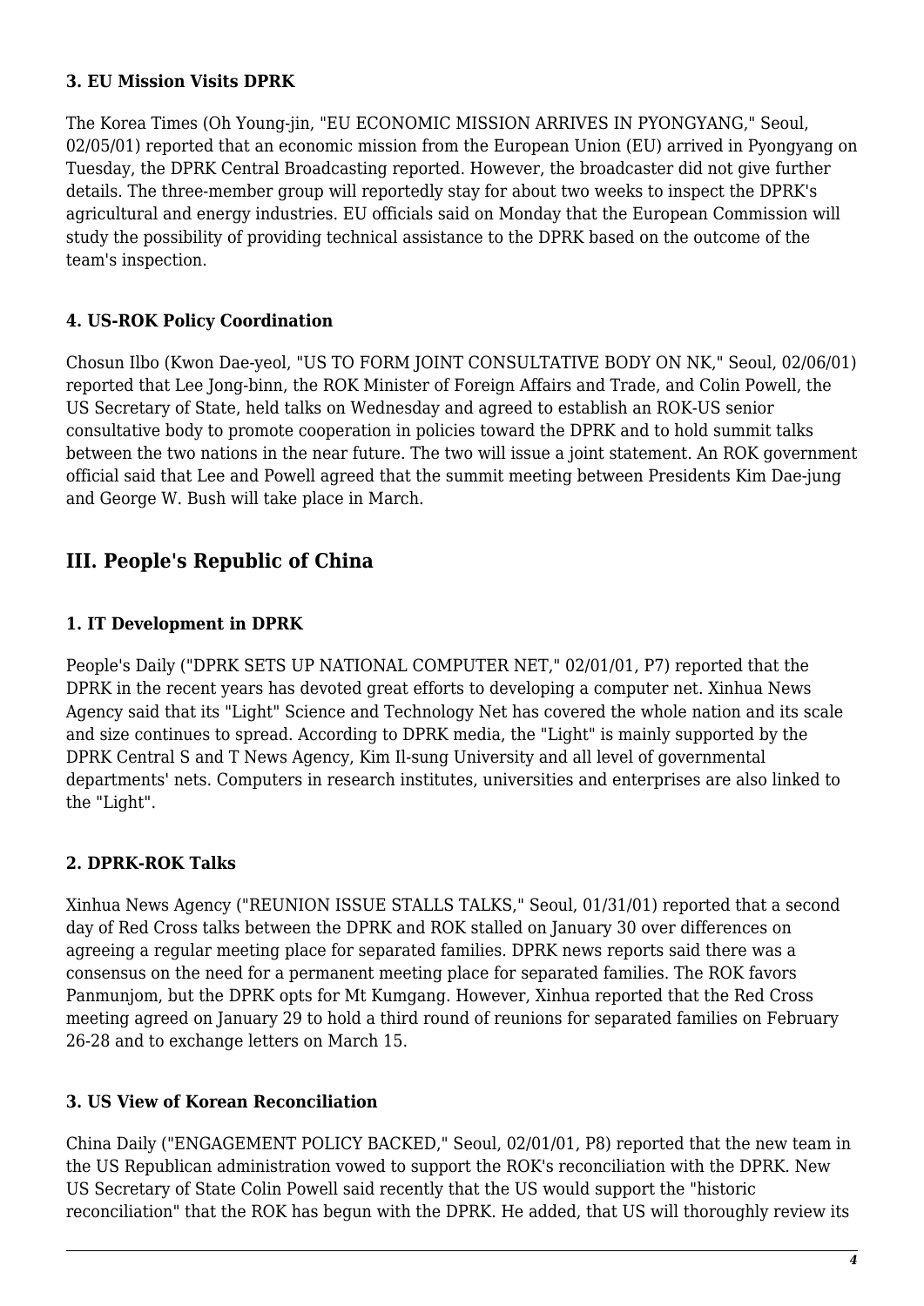#### 3. EU Mission Visits DPRK

The Korea Times (Oh Young-jin, "EU ECONOMIC MISSION ARRIVES IN PYONGYANG," Seoul, 02/05/01) reported that an economic mission from the European Union (EU) arrived in Pyongyang on Tuesday, the DPRK Central Broadcasting reported. However, the broadcaster did not give further details. The three-member group will reportedly stay for about two weeks to inspect the DPRK's agricultural and energy industries. EU officials said on Monday that the European Commission will study the possibility of providing technical assistance to the DPRK based on the outcome of the team's inspection.

#### 4. US-ROK Policy Coordination

Chosun Ilbo (Kwon Dae-yeol, "US TO FORM JOINT CONSULTATIVE BODY ON NK," Seoul, 02/06/01) reported that Lee Jong-binn, the ROK Minister of Foreign Affairs and Trade, and Colin Powell, the US Secretary of State, held talks on Wednesday and agreed to establish an ROK-US senior consultative body to promote cooperation in policies toward the DPRK and to hold summit talks between the two nations in the near future. The two will issue a joint statement. An ROK government official said that Lee and Powell agreed that the summit meeting between Presidents Kim Dae-jung and George W. Bush will take place in March.

## III. People's Republic of China

#### 1. IT Development in DPRK

People's Daily ("DPRK SETS UP NATIONAL COMPUTER NET," 02/01/01, P7) reported that the DPRK in the recent years has devoted great efforts to developing a computer net. Xinhua News Agency said that its "Light" Science and Technology Net has covered the whole nation and its scale and size continues to spread. According to DPRK media, the "Light" is mainly supported by the DPRK Central S and T News Agency, Kim Il-sung University and all level of governmental departments' nets. Computers in research institutes, universities and enterprises are also linked to the "Light".

#### 2. DPRK-ROK Talks

Xinhua News Agency ("REUNION ISSUE STALLS TALKS," Seoul, 01/31/01) reported that a second day of Red Cross talks between the DPRK and ROK stalled on January 30 over differences on agreeing a regular meeting place for separated families. DPRK news reports said there was a consensus on the need for a permanent meeting place for separated families. The ROK favors Panmunjom, but the DPRK opts for Mt Kumgang. However, Xinhua reported that the Red Cross meeting agreed on January 29 to hold a third round of reunions for separated families on February 26-28 and to exchange letters on March 15.

#### 3. US View of Korean Reconciliation

China Daily ("ENGAGEMENT POLICY BACKED," Seoul, 02/01/01, P8) reported that the new team in the US Republican administration vowed to support the ROK's reconciliation with the DPRK. New US Secretary of State Colin Powell said recently that the US would support the "historic reconciliation" that the ROK has begun with the DPRK. He added, that US will thoroughly review its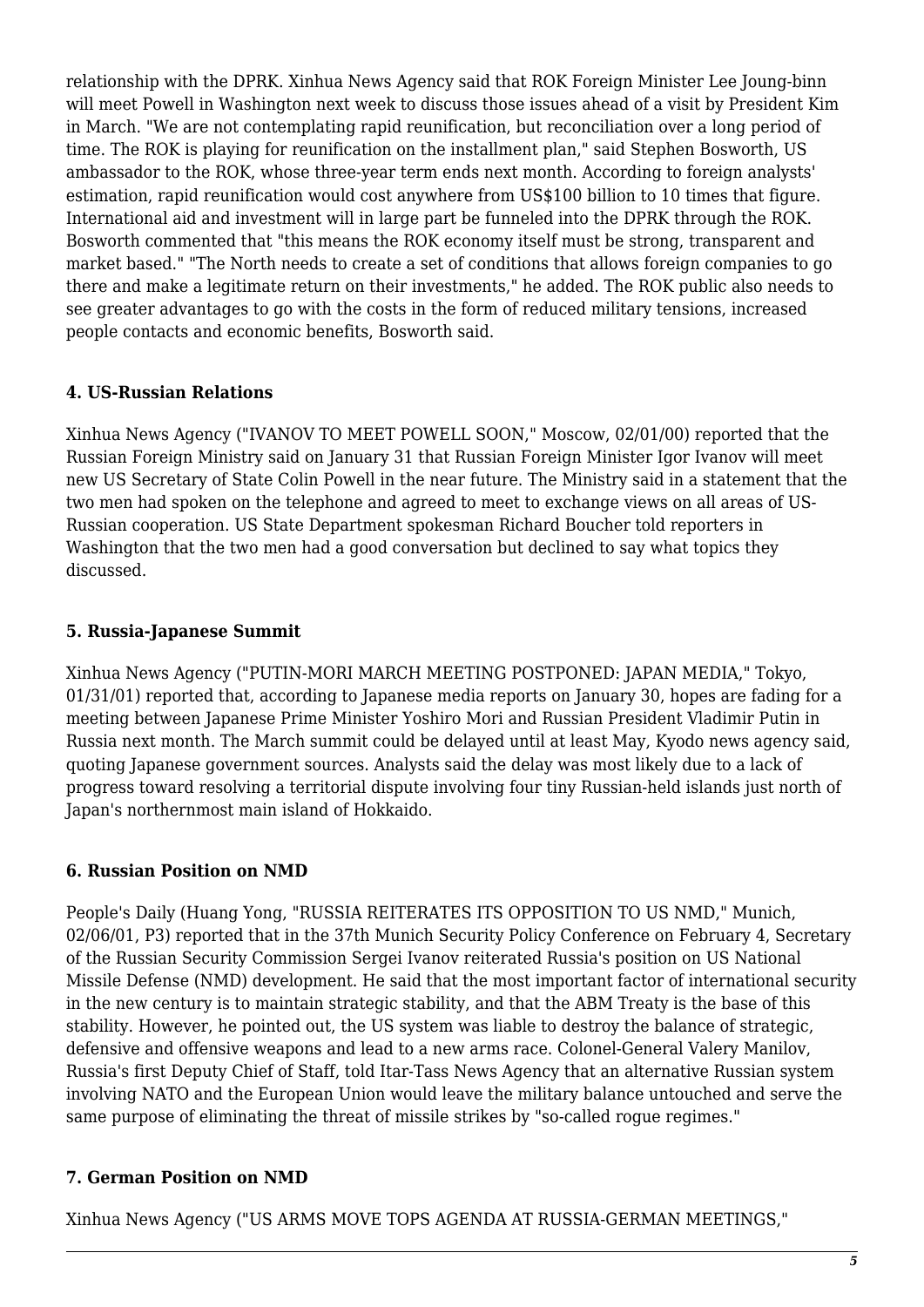relationship with the DPRK. Xinhua News Agency said that ROK Foreign Minister Lee Joung-binn will meet Powell in Washington next week to discuss those issues ahead of a visit by President Kim in March. "We are not contemplating rapid reunification, but reconciliation over a long period of time. The ROK is playing for reunification on the installment plan," said Stephen Bosworth, US ambassador to the ROK, whose three-year term ends next month. According to foreign analysts' estimation, rapid reunification would cost anywhere from US$100 billion to 10 times that figure. International aid and investment will in large part be funneled into the DPRK through the ROK. Bosworth commented that "this means the ROK economy itself must be strong, transparent and market based." "The North needs to create a set of conditions that allows foreign companies to go there and make a legitimate return on their investments," he added. The ROK public also needs to see greater advantages to go with the costs in the form of reduced military tensions, increased people contacts and economic benefits, Bosworth said.

#### 4. US-Russian Relations

Xinhua News Agency ("IVANOV TO MEET POWELL SOON," Moscow, 02/01/00) reported that the Russian Foreign Ministry said on January 31 that Russian Foreign Minister Igor Ivanov will meet new US Secretary of State Colin Powell in the near future. The Ministry said in a statement that the two men had spoken on the telephone and agreed to meet to exchange views on all areas of US-Russian cooperation. US State Department spokesman Richard Boucher told reporters in Washington that the two men had a good conversation but declined to say what topics they discussed.

#### 5. Russia-Japanese Summit

Xinhua News Agency ("PUTIN-MORI MARCH MEETING POSTPONED: JAPAN MEDIA," Tokyo, 01/31/01) reported that, according to Japanese media reports on January 30, hopes are fading for a meeting between Japanese Prime Minister Yoshiro Mori and Russian President Vladimir Putin in Russia next month. The March summit could be delayed until at least May, Kyodo news agency said, quoting Japanese government sources. Analysts said the delay was most likely due to a lack of progress toward resolving a territorial dispute involving four tiny Russian-held islands just north of Japan's northernmost main island of Hokkaido.

#### 6. Russian Position on NMD

People's Daily (Huang Yong, "RUSSIA REITERATES ITS OPPOSITION TO US NMD," Munich, 02/06/01, P3) reported that in the 37th Munich Security Policy Conference on February 4, Secretary of the Russian Security Commission Sergei Ivanov reiterated Russia's position on US National Missile Defense (NMD) development. He said that the most important factor of international security in the new century is to maintain strategic stability, and that the ABM Treaty is the base of this stability. However, he pointed out, the US system was liable to destroy the balance of strategic, defensive and offensive weapons and lead to a new arms race. Colonel-General Valery Manilov, Russia's first Deputy Chief of Staff, told Itar-Tass News Agency that an alternative Russian system involving NATO and the European Union would leave the military balance untouched and serve the same purpose of eliminating the threat of missile strikes by "so-called rogue regimes."

#### 7. German Position on NMD

Xinhua News Agency ("US ARMS MOVE TOPS AGENDA AT RUSSIA-GERMAN MEETINGS,"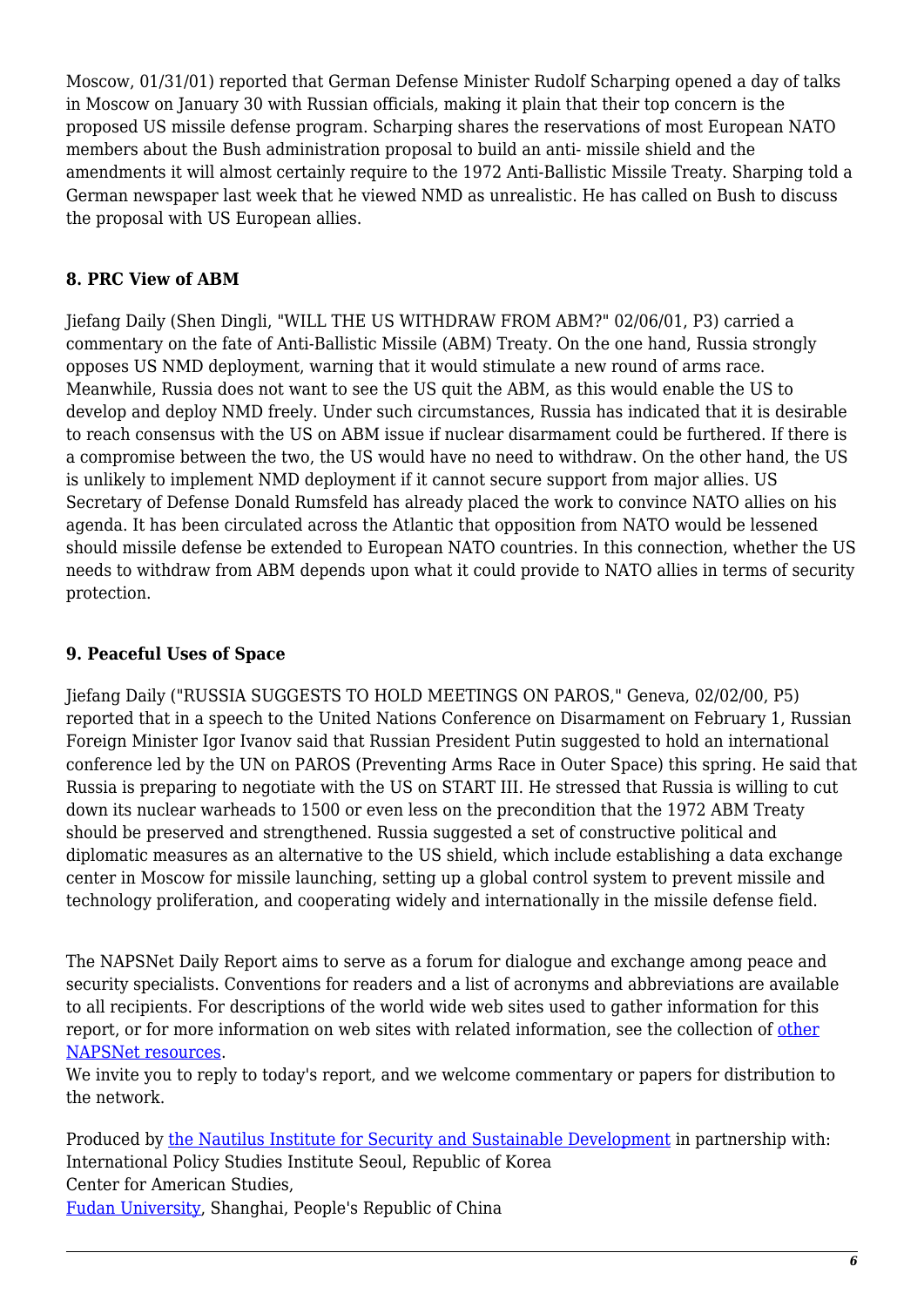Moscow, 01/31/01) reported that German Defense Minister Rudolf Scharping opened a day of talks in Moscow on January 30 with Russian officials, making it plain that their top concern is the proposed US missile defense program. Scharping shares the reservations of most European NATO members about the Bush administration proposal to build an anti- missile shield and the amendments it will almost certainly require to the 1972 Anti-Ballistic Missile Treaty. Sharping told a German newspaper last week that he viewed NMD as unrealistic. He has called on Bush to discuss the proposal with US European allies.

### 8. PRC View of ABM

Jiefang Daily (Shen Dingli, "WILL THE US WITHDRAW FROM ABM?" 02/06/01, P3) carried a commentary on the fate of Anti-Ballistic Missile (ABM) Treaty. On the one hand, Russia strongly opposes US NMD deployment, warning that it would stimulate a new round of arms race. Meanwhile, Russia does not want to see the US quit the ABM, as this would enable the US to develop and deploy NMD freely. Under such circumstances, Russia has indicated that it is desirable to reach consensus with the US on ABM issue if nuclear disarmament could be furthered. If there is a compromise between the two, the US would have no need to withdraw. On the other hand, the US is unlikely to implement NMD deployment if it cannot secure support from major allies. US Secretary of Defense Donald Rumsfeld has already placed the work to convince NATO allies on his agenda. It has been circulated across the Atlantic that opposition from NATO would be lessened should missile defense be extended to European NATO countries. In this connection, whether the US needs to withdraw from ABM depends upon what it could provide to NATO allies in terms of security protection.

### 9. Peaceful Uses of Space

Jiefang Daily ("RUSSIA SUGGESTS TO HOLD MEETINGS ON PAROS," Geneva, 02/02/00, P5) reported that in a speech to the United Nations Conference on Disarmament on February 1, Russian Foreign Minister Igor Ivanov said that Russian President Putin suggested to hold an international conference led by the UN on PAROS (Preventing Arms Race in Outer Space) this spring. He said that Russia is preparing to negotiate with the US on START III. He stressed that Russia is willing to cut down its nuclear warheads to 1500 or even less on the precondition that the 1972 ABM Treaty should be preserved and strengthened. Russia suggested a set of constructive political and diplomatic measures as an alternative to the US shield, which include establishing a data exchange center in Moscow for missile launching, setting up a global control system to prevent missile and technology proliferation, and cooperating widely and internationally in the missile defense field.

The NAPSNet Daily Report aims to serve as a forum for dialogue and exchange among peace and security specialists. Conventions for readers and a list of acronyms and abbreviations are available to all recipients. For descriptions of the world wide web sites used to gather information for this report, or for more information on web sites with related information, see the collection of other NAPSNet resources.
We invite you to reply to today's report, and we welcome commentary or papers for distribution to the network.

Produced by the Nautilus Institute for Security and Sustainable Development in partnership with:
International Policy Studies Institute Seoul, Republic of Korea
Center for American Studies,
Fudan University, Shanghai, People's Republic of China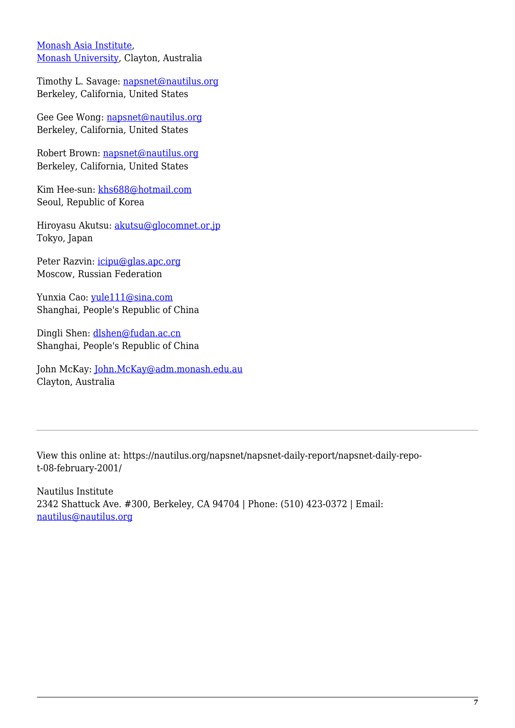Monash Asia Institute,
Monash University, Clayton, Australia

Timothy L. Savage: napsnet@nautilus.org
Berkeley, California, United States

Gee Gee Wong: napsnet@nautilus.org
Berkeley, California, United States

Robert Brown: napsnet@nautilus.org
Berkeley, California, United States

Kim Hee-sun: khs688@hotmail.com
Seoul, Republic of Korea

Hiroyasu Akutsu: akutsu@glocomnet.or.jp
Tokyo, Japan

Peter Razvin: icipu@glas.apc.org
Moscow, Russian Federation

Yunxia Cao: yule111@sina.com
Shanghai, People's Republic of China

Dingli Shen: dlshen@fudan.ac.cn
Shanghai, People's Republic of China

John McKay: John.McKay@adm.monash.edu.au
Clayton, Australia

---

View this online at: https://nautilus.org/napsnet/napsnet-daily-report/napsnet-daily-report-08-february-2001/

Nautilus Institute
2342 Shattuck Ave. #300, Berkeley, CA 94704 | Phone: (510) 423-0372 | Email: nautilus@nautilus.org